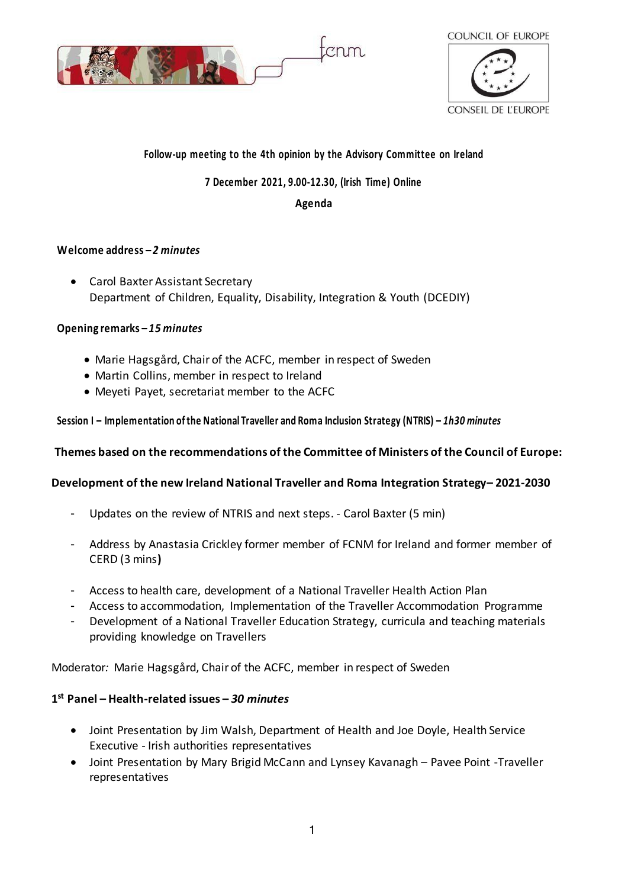COUNCIL OF EUROPE

CONSEIL DE L'EUROPE

**Follow-up meeting to the 4th opinion by the Advisory Committee on Ireland**

**7 December 2021, 9.00-12.30, (Irish Time) Online**

**Agenda**

**Welcome address –** ***2 minutes***

- Carol Baxter Assistant Secretary
  Department of Children, Equality, Disability, Integration & Youth (DCEDIY)

**Opening remarks –** ***15 minutes***

- Marie Hagsgård, Chair of the ACFC, member in respect of Sweden
- Martin Collins, member in respect to Ireland
- Meyeti Payet, secretariat member to the ACFC

**Session I – Implementation of the National Traveller and Roma Inclusion Strategy (NTRIS) –** ***1h30 minutes***

**Themes based on the recommendations of the Committee of Ministers of the Council of Europe:**

**Development of the new Ireland National Traveller and Roma Integration Strategy– 2021-2030**

- Updates on the review of NTRIS and next steps. - Carol Baxter (5 min)
- Address by Anastasia Crickley former member of FCNM for Ireland and former member of CERD (3 mins**)**
- Access to health care, development of a National Traveller Health Action Plan
- Access to accommodation, Implementation of the Traveller Accommodation Programme
- Development of a National Traveller Education Strategy, curricula and teaching materials providing knowledge on Travellers

Moderator*:* Marie Hagsgård, Chair of the ACFC, member in respect of Sweden

**1st Panel – Health-related issues –** ***30 minutes***

- Joint Presentation by Jim Walsh, Department of Health and Joe Doyle, Health Service Executive - Irish authorities representatives
- Joint Presentation by Mary Brigid McCann and Lynsey Kavanagh – Pavee Point -Traveller representatives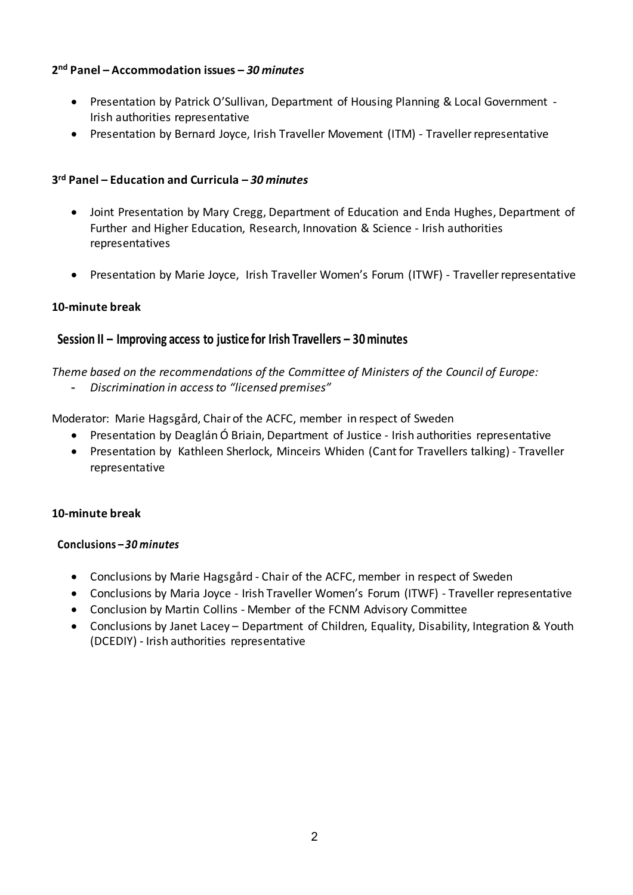**2nd Panel – Accommodation issues – *30 minutes***

- Presentation by Patrick O'Sullivan, Department of Housing Planning & Local Government - Irish authorities representative
- Presentation by Bernard Joyce, Irish Traveller Movement (ITM) - Traveller representative

**3rd Panel – Education and Curricula – *30 minutes***

- Joint Presentation by Mary Cregg, Department of Education and Enda Hughes, Department of Further and Higher Education, Research, Innovation & Science - Irish authorities representatives
- Presentation by Marie Joyce, Irish Traveller Women's Forum (ITWF) - Traveller representative

**10-minute break**

## Session II – Improving access to justice for Irish Travellers – 30 minutes

*Theme based on the recommendations of the Committee of Ministers of the Council of Europe:*

- *Discrimination in access to "licensed premises"*

Moderator: Marie Hagsgård, Chair of the ACFC, member in respect of Sweden

- Presentation by Deaglán Ó Briain, Department of Justice - Irish authorities representative
- Presentation by Kathleen Sherlock, Minceirs Whiden (Cant for Travellers talking) - Traveller representative

**10-minute break**

**Conclusions – *30 minutes***

- Conclusions by Marie Hagsgård - Chair of the ACFC, member in respect of Sweden
- Conclusions by Maria Joyce - Irish Traveller Women's Forum (ITWF) - Traveller representative
- Conclusion by Martin Collins - Member of the FCNM Advisory Committee
- Conclusions by Janet Lacey – Department of Children, Equality, Disability, Integration & Youth (DCEDIY) - Irish authorities representative